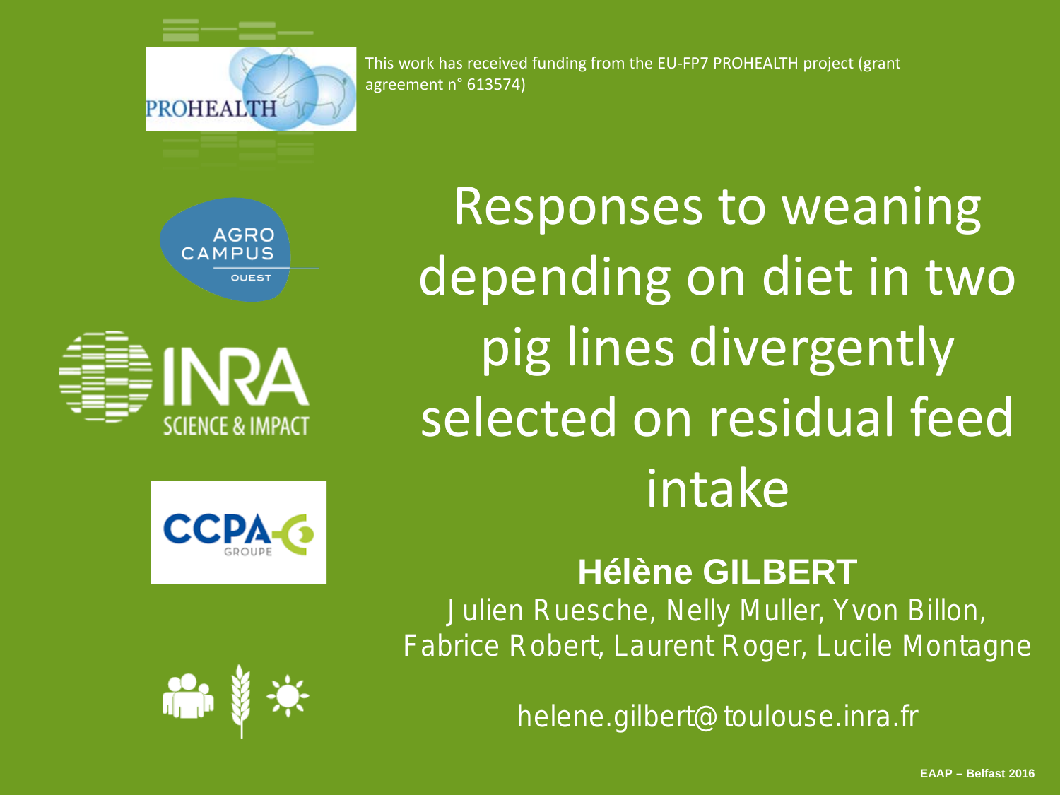This work has received funding from the EU-FP7 PROHEALTH project (grant agreement n° 613574)

# Responses to weaning depending on diet in two pig lines divergently selected on residual feed intake

**Hélène GILBERT**

Julien Ruesche, Nelly Muller, Yvon Billon, Fabrice Robert, Laurent Roger, Lucile Montagne

helene.gilbert@toulouse.inra.fr

EAAP – Belfast 2016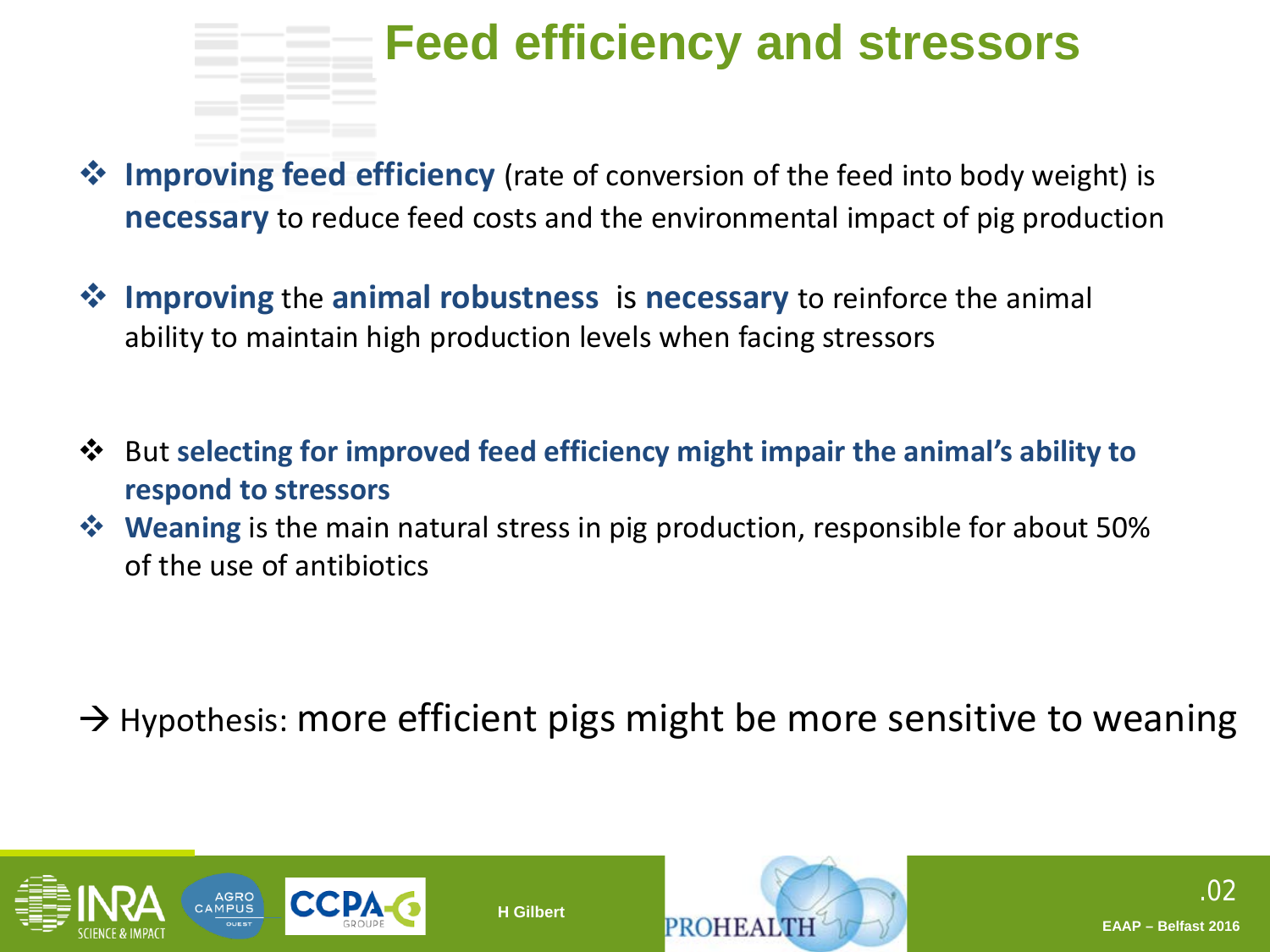# Feed efficiency and stressors

- **Improving feed efficiency** (rate of conversion of the feed into body weight) is **necessary** to reduce feed costs and the environmental impact of pig production

- **Improving** the **animal robustness** is **necessary** to reinforce the animal ability to maintain high production levels when facing stressors

- But **selecting for improved feed efficiency might impair the animal's ability to respond to stressors**
- **Weaning** is the main natural stress in pig production, responsible for about 50% of the use of antibiotics

→ Hypothesis: more efficient pigs might be more sensitive to weaning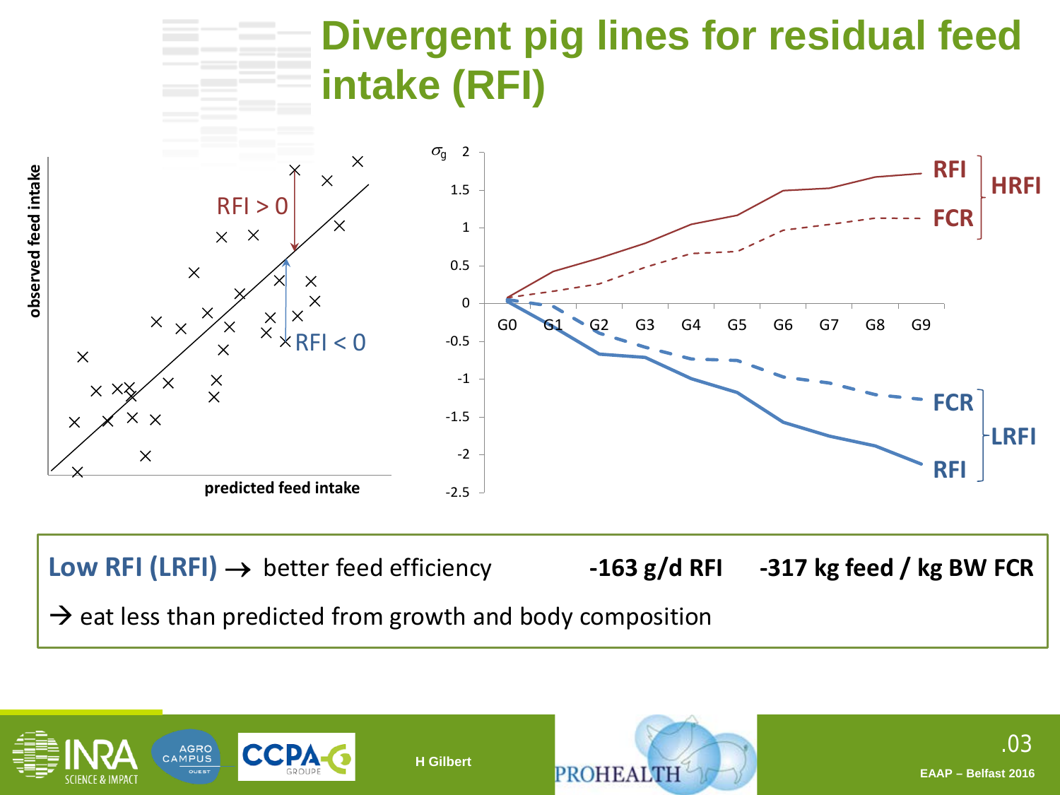# Divergent pig lines for residual feed intake (RFI)

observed feed intake

RFI > 0

RFI < 0

predicted feed intake

$\sigma_g$

| | G0 | G1 | G2 | G3 | G4 | G5 | G6 | G7 | G8 | G9 |
|---|---|---|---|---|---|---|---|---|---|---|

RFI, FCR — HRFI

FCR, RFI — LRFI

**Low RFI (LRFI)** → better feed efficiency **-163 g/d RFI** **-317 kg feed / kg BW FCR**

→ eat less than predicted from growth and body composition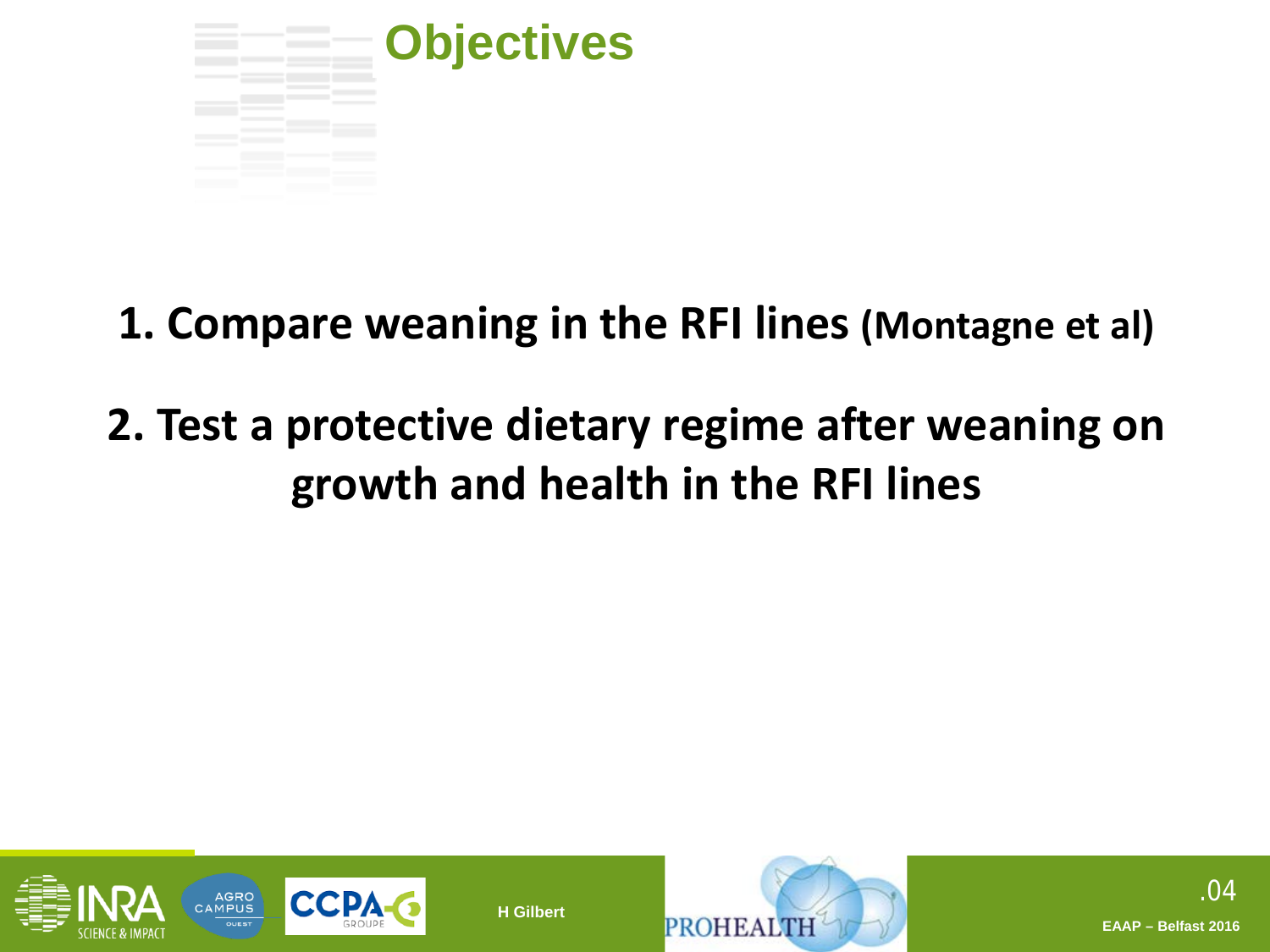# Objectives

1. **Compare weaning in the RFI lines (Montagne et al)**

2. **Test a protective dietary regime after weaning on growth and health in the RFI lines**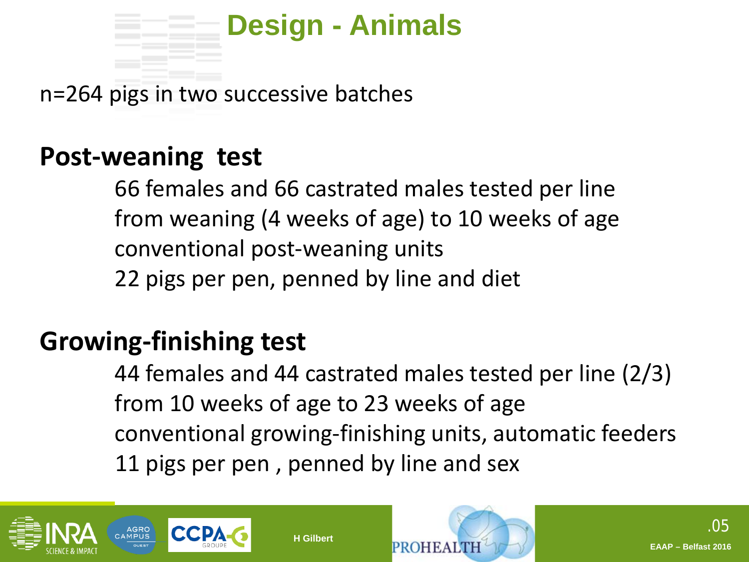# Design - Animals

n=264 pigs in two successive batches

## Post-weaning test

66 females and 66 castrated males tested per line
from weaning (4 weeks of age) to 10 weeks of age
conventional post-weaning units
22 pigs per pen, penned by line and diet

## Growing-finishing test

44 females and 44 castrated males tested per line (2/3)
from 10 weeks of age to 23 weeks of age
conventional growing-finishing units, automatic feeders
11 pigs per pen , penned by line and sex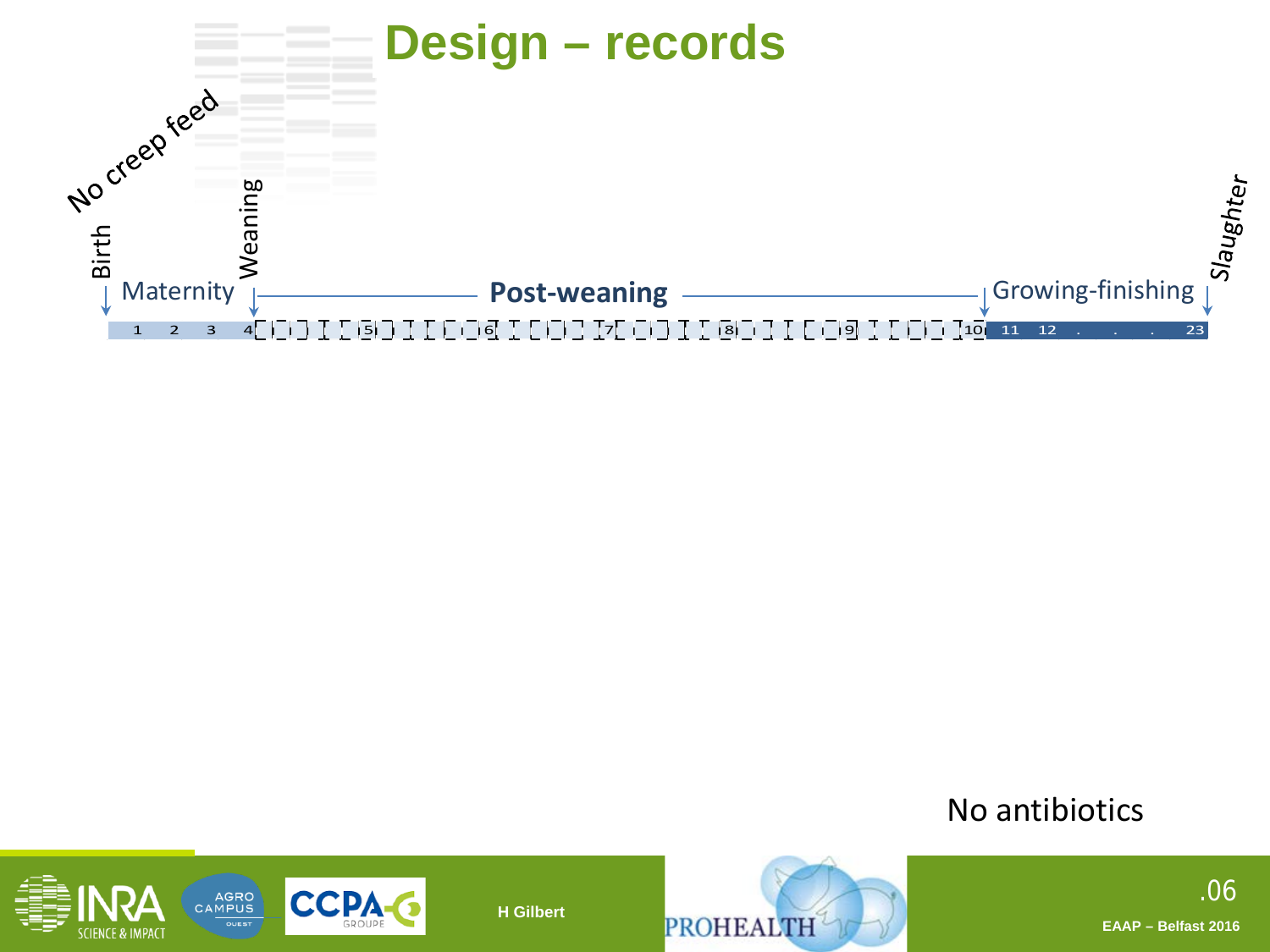# Design – records

No creep feed

Birth — Maternity — Weaning — **Post-weaning** — Growing-finishing — *Slaughter*

1 2 3 4 5 6 7 8 9 10 11 12 . . . 23

No antibiotics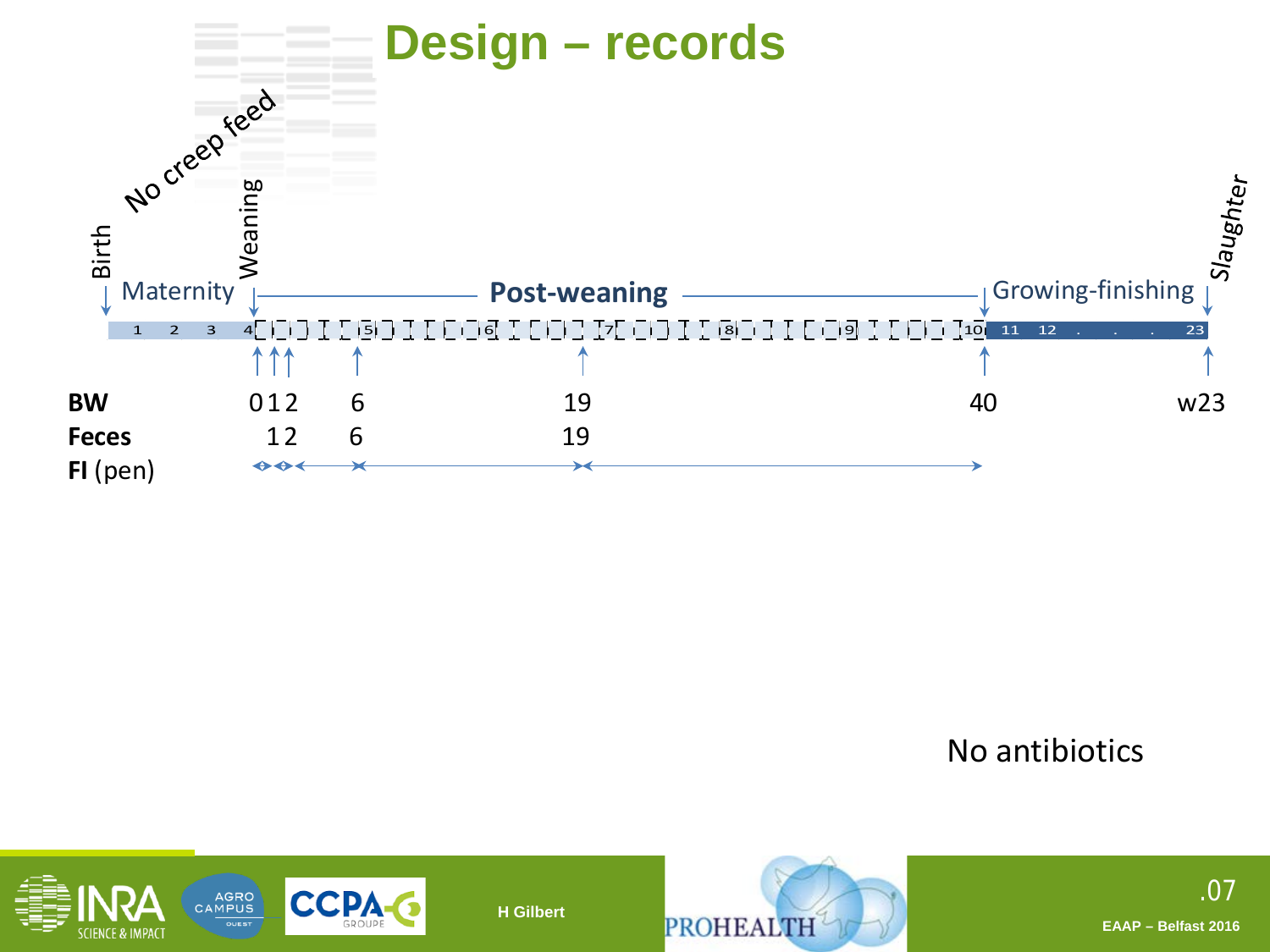# Design – records

No creep feed

Birth | Weaning | Slaughter

Maternity — **Post-weaning** — Growing-finishing

1 2 3 4 5 6 7 8 9 10 11 12 . . . 23

**BW** 0 1 2 6 19 40 w23

**Feces** 1 2 6 19

**FI** (pen)

No antibiotics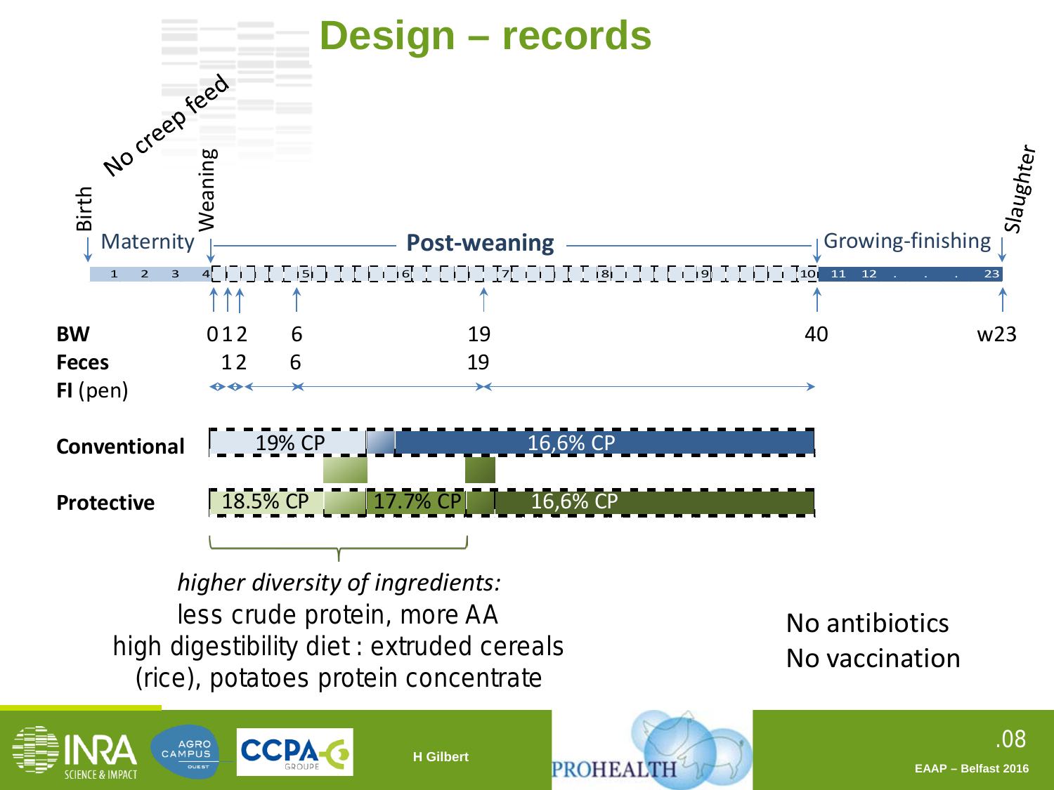# Design – records

No creep feed

Birth | Maternity | Weaning | Post-weaning | Growing-finishing | Slaughter

Weeks: 1 2 3 4 5 6 7 8 9 10 11 12 . . . 23

| | | | | | | |
|---|---|---|---|---|---|---|
| **BW** | 0 1 2 | 6 | 19 | 40 | w23 |
| **Feces** | 1 2 | 6 | 19 | | |
| **FI** (pen) | | | | | |

**Conventional**: 19% CP → 16,6% CP

**Protective**: 18.5% CP → 17.7% CP → 16,6% CP

*higher diversity of ingredients:*
less crude protein, more AA
high digestibility diet : extruded cereals (rice), potatoes protein concentrate

No antibiotics
No vaccination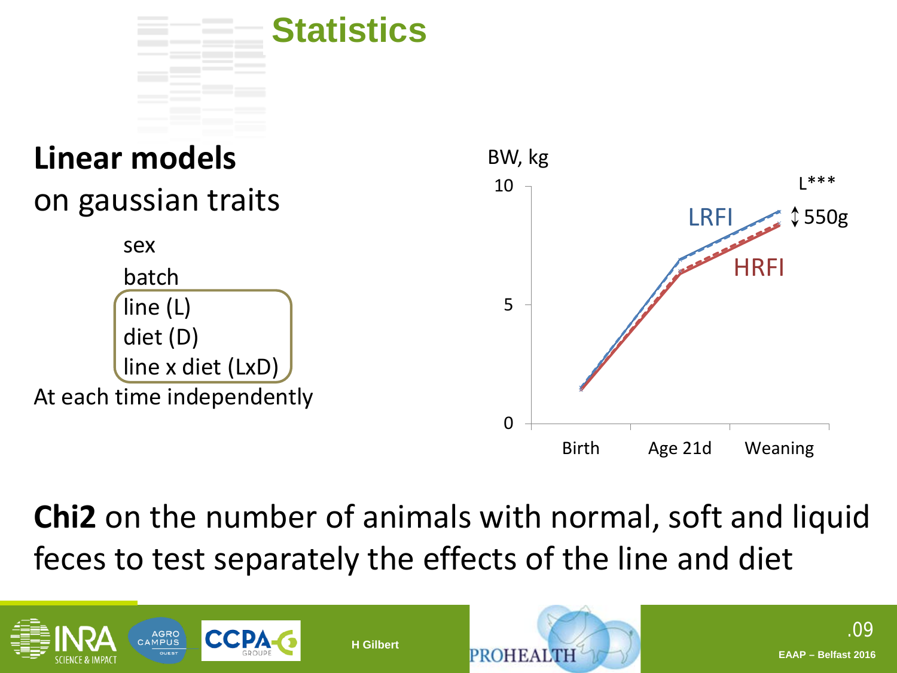# Statistics

**Linear models**

on gaussian traits

- sex
- batch
- line (L)
- diet (D)
- line x diet (LxD)

At each time independently

BW, kg

| | Birth | Age 21d | Weaning |
|---|---|---|---|
| LRFI | | | ↕ 550g (L***) |
| HRFI | | | |

**Chi2** on the number of animals with normal, soft and liquid feces to test separately the effects of the line and diet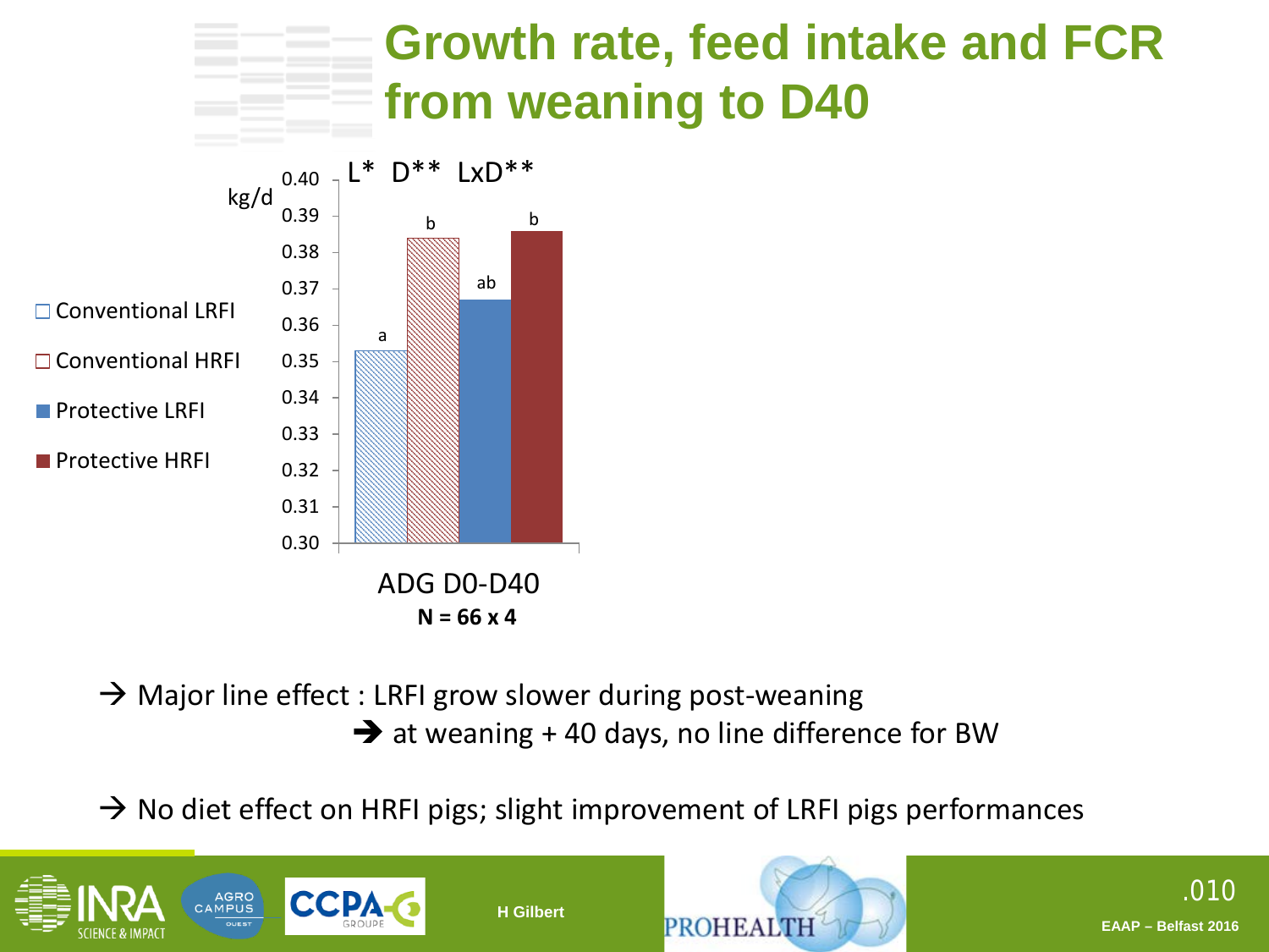# Growth rate, feed intake and FCR from weaning to D40

L* D** LxD**

kg/d

| ADG D0-D40 | kg/d | Letter |
| --- | --- | --- |
| Conventional LRFI | 0.353 | a |
| Conventional HRFI | 0.384 | b |
| Protective LRFI | 0.367 | ab |
| Protective HRFI | 0.386 | b |

ADG D0-D40

**N = 66 x 4**

→ Major line effect : LRFI grow slower during post-weaning

→ at weaning + 40 days, no line difference for BW

→ No diet effect on HRFI pigs; slight improvement of LRFI pigs performances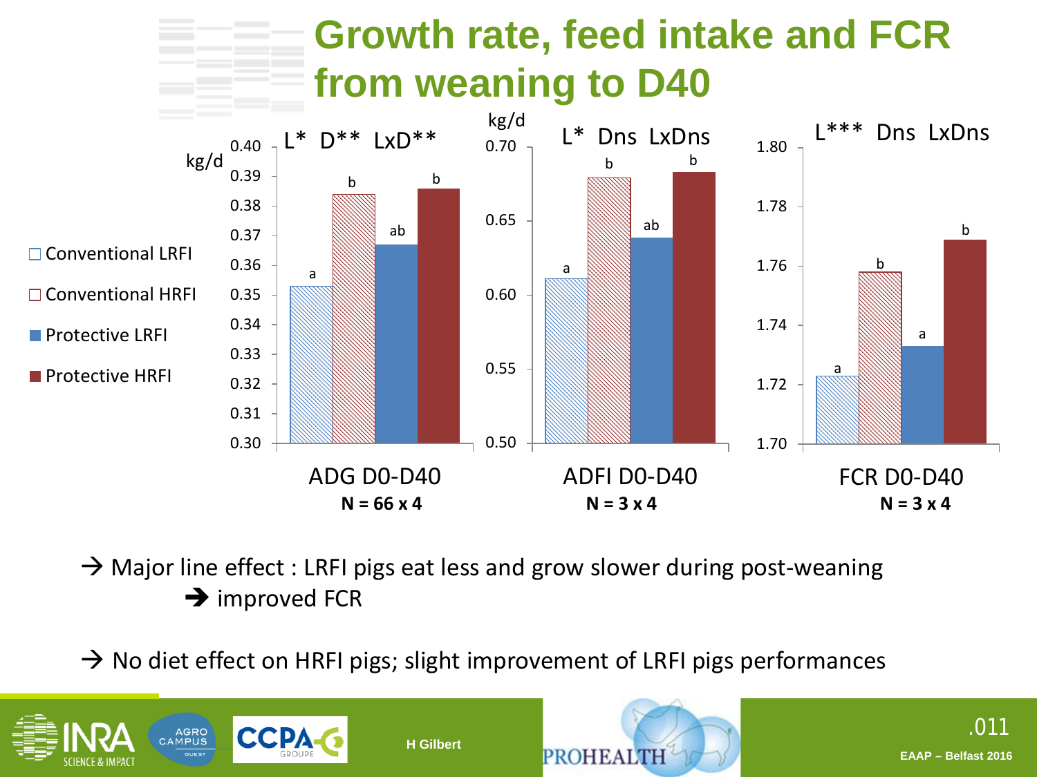# Growth rate, feed intake and FCR from weaning to D40

Legend: Conventional LRFI, Conventional HRFI, Protective LRFI, Protective HRFI

**ADG D0-D40** (kg/d) — L* D** LxD**

**N = 66 x 4**

| Group | ADG (kg/d) | Letter |
|---|---|---|
| Conventional LRFI | 0.353 | a |
| Conventional HRFI | 0.384 | b |
| Protective LRFI | 0.367 | ab |
| Protective HRFI | 0.386 | b |

**ADFI D0-D40** (kg/d) — L* Dns LxDns

**N = 3 x 4**

| Group | ADFI (kg/d) | Letter |
|---|---|---|
| Conventional LRFI | 0.611 | a |
| Conventional HRFI | 0.679 | b |
| Protective LRFI | 0.639 | ab |
| Protective HRFI | 0.683 | b |

**FCR D0-D40** — L*** Dns LxDns

**N = 3 x 4**

| Group | FCR | Letter |
|---|---|---|
| Conventional LRFI | 1.723 | a |
| Conventional HRFI | 1.758 | b |
| Protective LRFI | 1.733 | a |
| Protective HRFI | 1.769 | b |

→ Major line effect : LRFI pigs eat less and grow slower during post-weaning

➔ improved FCR

→ No diet effect on HRFI pigs; slight improvement of LRFI pigs performances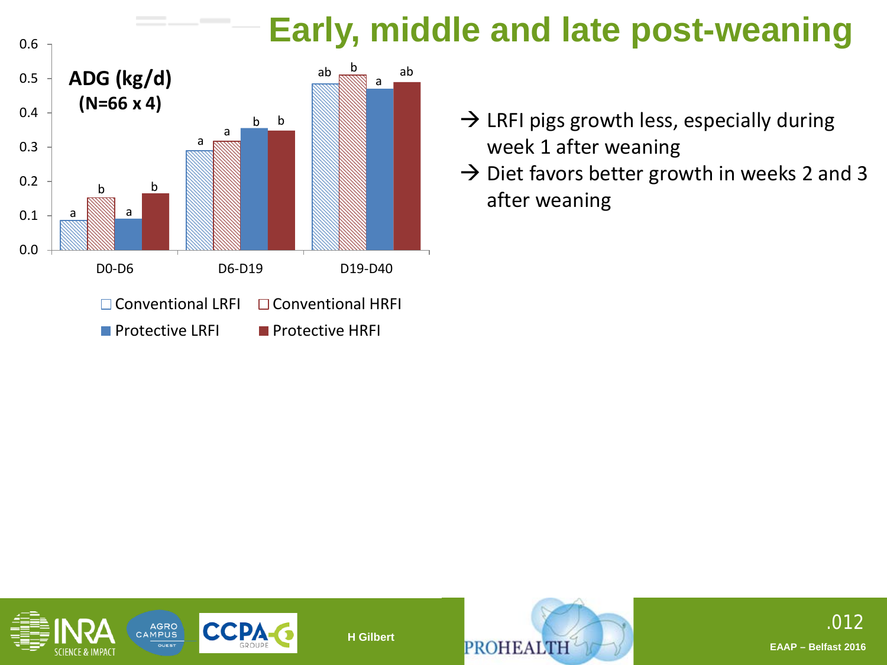# Early, middle and late post-weaning

**ADG (kg/d)**
**(N=66 x 4)**

| Period | Conventional LRFI | Conventional HRFI | Protective LRFI | Protective HRFI |
|---|---|---|---|---|
| D0-D6 | a | b | a | b |
| D6-D19 | a | a | b | b |
| D19-D40 | ab | b | a | ab |

- → LRFI pigs growth less, especially during week 1 after weaning
- → Diet favors better growth in weeks 2 and 3 after weaning

H Gilbert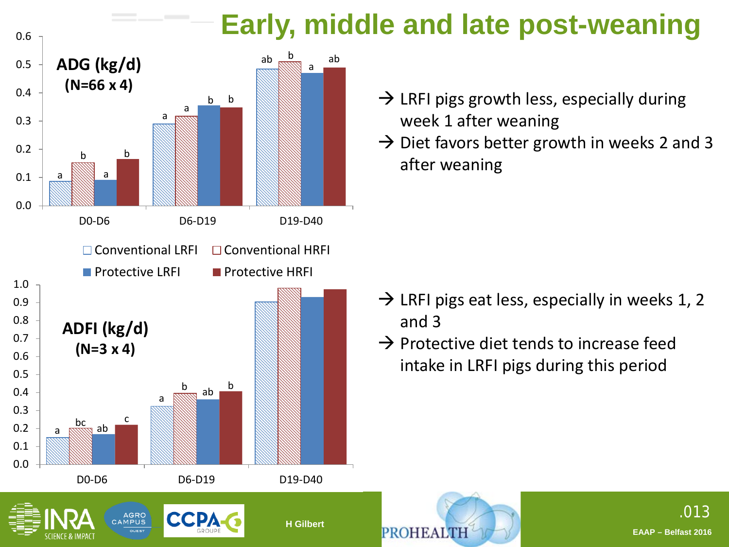# Early, middle and late post-weaning

**ADG (kg/d)**
**(N=66 x 4)**

| Period | Conventional LRFI | Conventional HRFI | Protective LRFI | Protective HRFI |
|---|---|---|---|---|
| D0-D6 | a | b | a | b |
| D6-D19 | a | a | b | b |
| D19-D40 | ab | b | a | ab |

- → LRFI pigs growth less, especially during week 1 after weaning
- → Diet favors better growth in weeks 2 and 3 after weaning

**ADFI (kg/d)**
**(N=3 x 4)**

| Period | Conventional LRFI | Conventional HRFI | Protective LRFI | Protective HRFI |
|---|---|---|---|---|
| D0-D6 | a | bc | ab | c |
| D6-D19 | a | b | ab | b |
| D19-D40 | | | | |

- → LRFI pigs eat less, especially in weeks 1, 2 and 3
- → Protective diet tends to increase feed intake in LRFI pigs during this period

H Gilbert

EAAP – Belfast 2016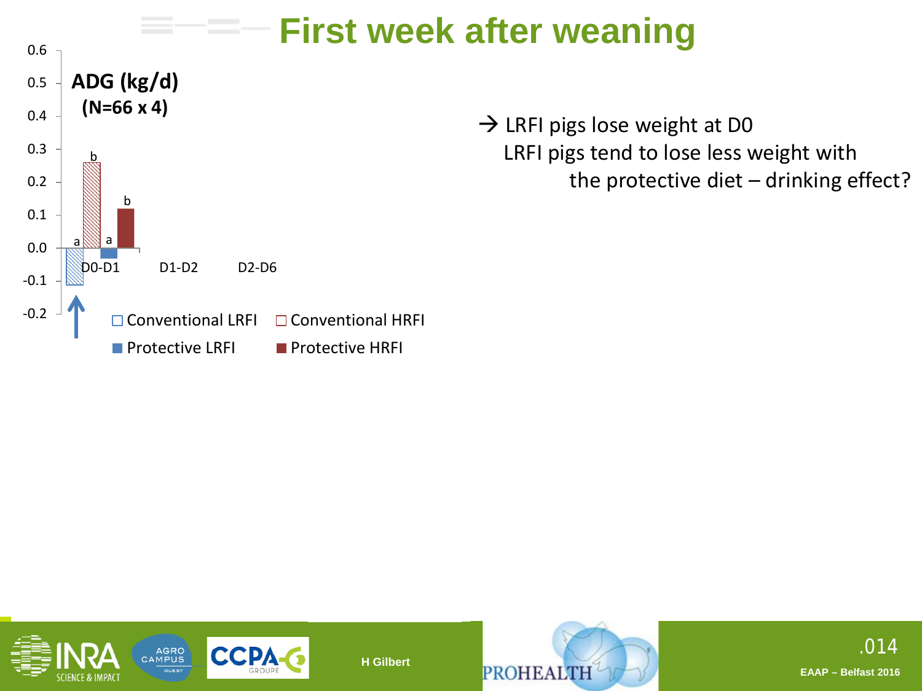# First week after weaning

ADG (kg/d)
(N=66 x 4)

| | D0-D1 | D1-D2 | D2-D6 |
|---|---|---|---|
| Conventional LRFI | a | | |
| Conventional HRFI | b | | |
| Protective LRFI | a | | |
| Protective HRFI | b | | |

→ LRFI pigs lose weight at D0
LRFI pigs tend to lose less weight with the protective diet – drinking effect?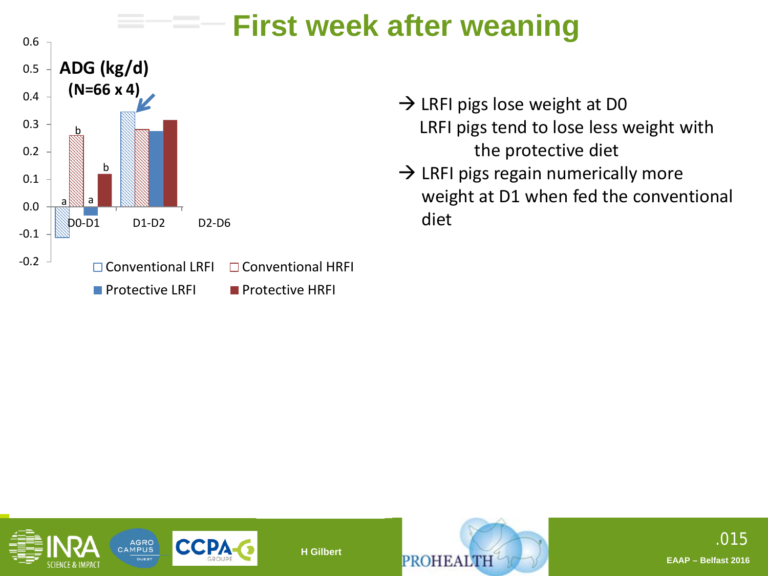# First week after weaning

**ADG (kg/d)**
**(N=66 x 4)**

| | Conventional LRFI | Conventional HRFI | Protective LRFI | Protective HRFI |
|---|---|---|---|---|
| D0-D1 | -0.11 (a) | 0.26 (b) | -0.03 (a) | 0.12 (b) |
| D1-D2 | 0.35 | 0.28 | 0.28 | 0.32 |
| D2-D6 | | | | |

→ LRFI pigs lose weight at D0
LRFI pigs tend to lose less weight with the protective diet

→ LRFI pigs regain numerically more weight at D1 when fed the conventional diet

H Gilbert

EAAP – Belfast 2016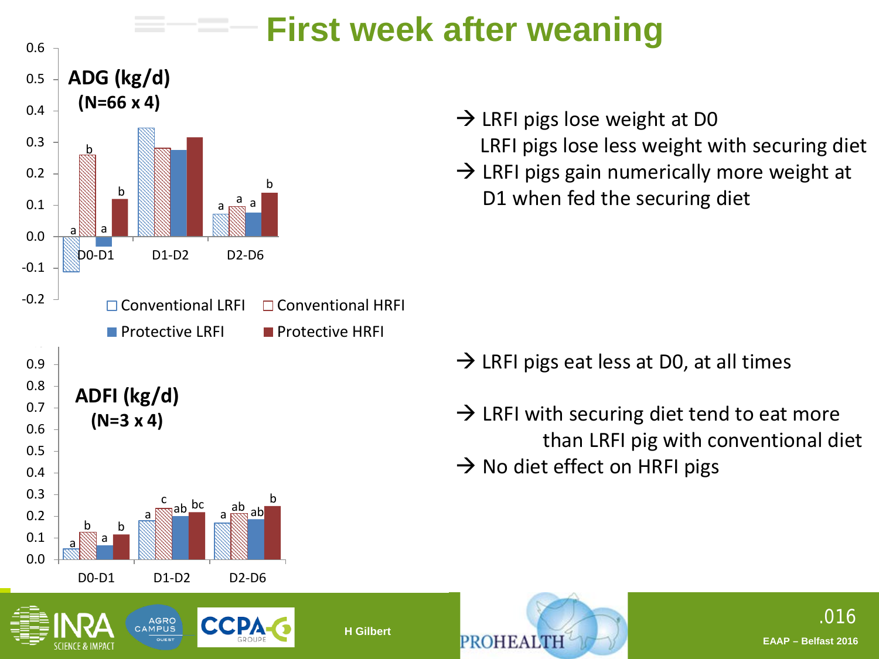# First week after weaning

**ADG (kg/d)**
**(N=66 x 4)**

Legend: Conventional LRFI, Conventional HRFI, Protective LRFI, Protective HRFI

| Period | Conventional LRFI | Conventional HRFI | Protective LRFI | Protective HRFI |
| --- | --- | --- | --- | --- |
| D0-D1 | a | b | a | b |
| D1-D2 | | | | |
| D2-D6 | a | a | a | b |

- → LRFI pigs lose weight at D0
  LRFI pigs lose less weight with securing diet
- → LRFI pigs gain numerically more weight at D1 when fed the securing diet

**ADFI (kg/d)**
**(N=3 x 4)**

| Period | Conventional LRFI | Conventional HRFI | Protective LRFI | Protective HRFI |
| --- | --- | --- | --- | --- |
| D0-D1 | a | b | a | b |
| D1-D2 | a | c | ab | bc |
| D2-D6 | a | ab | ab | b |

- → LRFI pigs eat less at D0, at all times
- → LRFI with securing diet tend to eat more than LRFI pig with conventional diet
- → No diet effect on HRFI pigs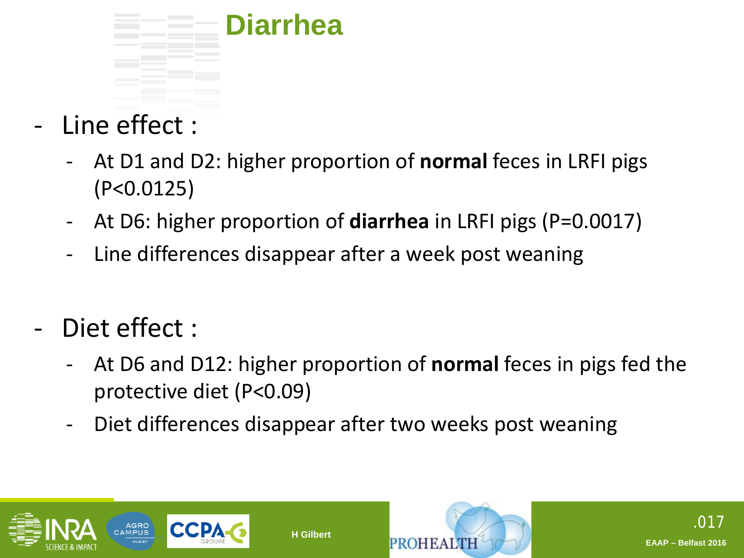# Diarrhea

- Line effect :
  - At D1 and D2: higher proportion of **normal** feces in LRFI pigs ($P<0.0125$)
  - At D6: higher proportion of **diarrhea** in LRFI pigs ($P=0.0017$)
  - Line differences disappear after a week post weaning

- Diet effect :
  - At D6 and D12: higher proportion of **normal** feces in pigs fed the protective diet ($P<0.09$)
  - Diet differences disappear after two weeks post weaning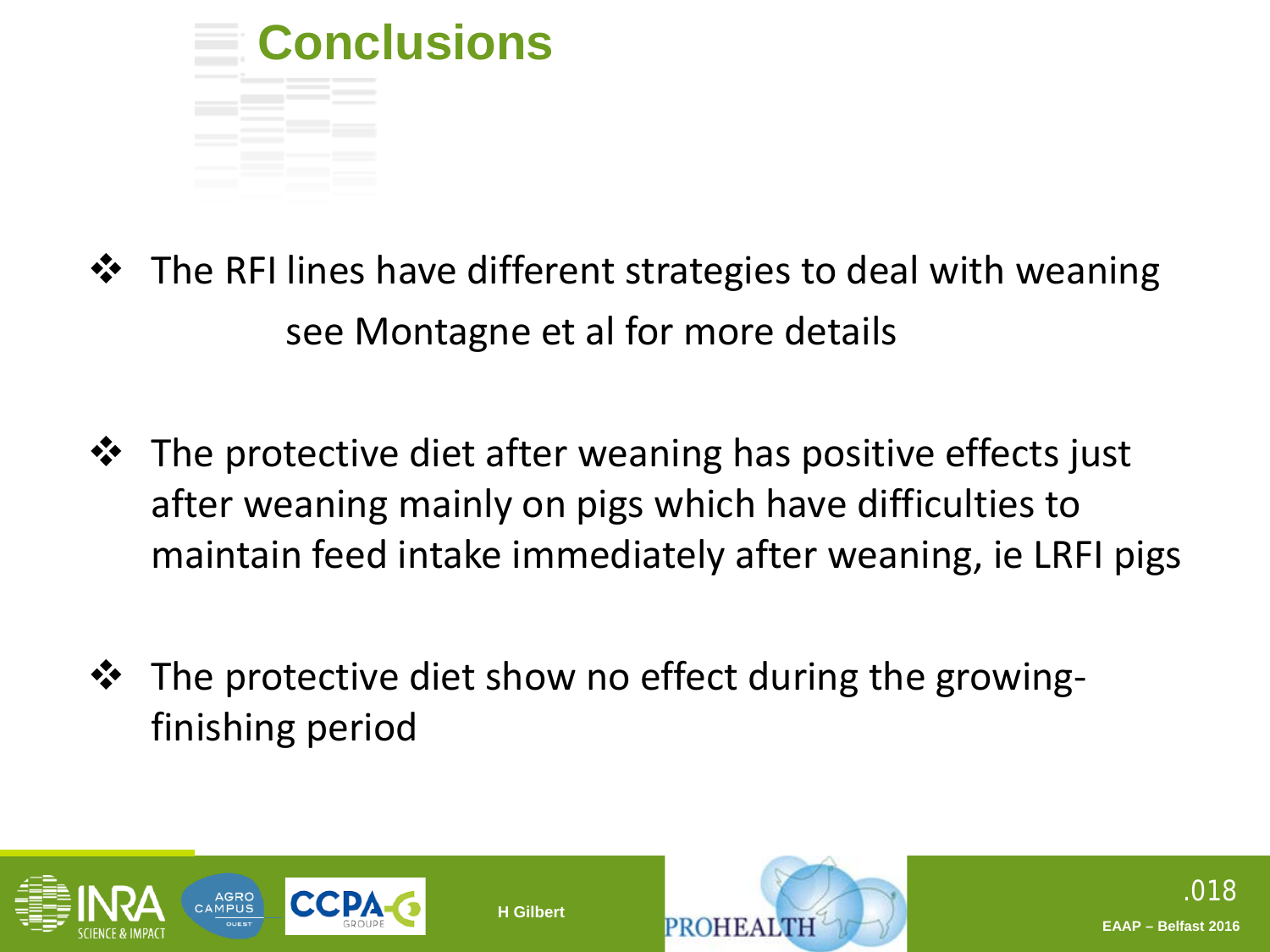# Conclusions

- The RFI lines have different strategies to deal with weaning
  see Montagne et al for more details

- The protective diet after weaning has positive effects just after weaning mainly on pigs which have difficulties to maintain feed intake immediately after weaning, ie LRFI pigs

- The protective diet show no effect during the growing-finishing period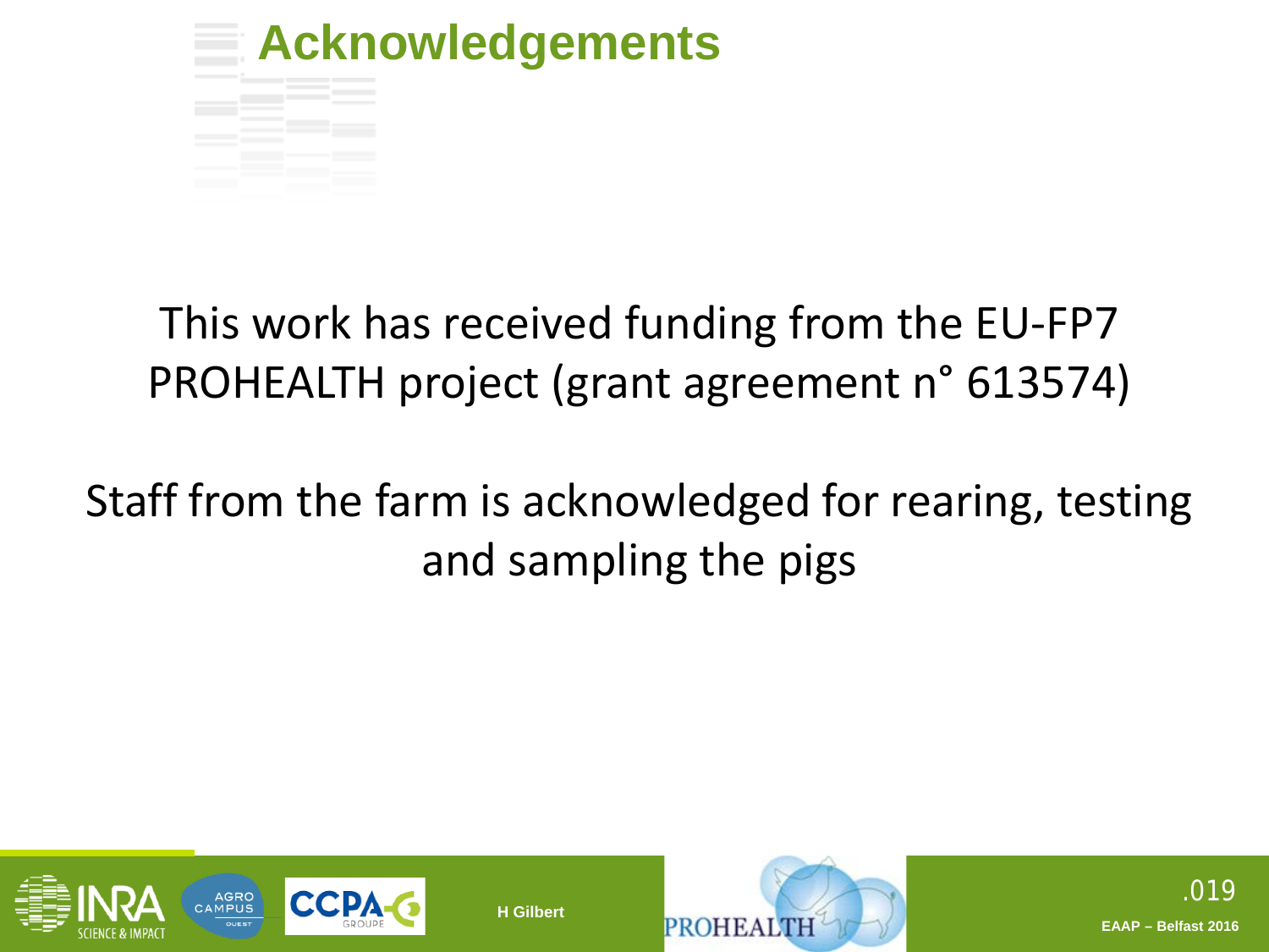# Acknowledgements

This work has received funding from the EU-FP7 PROHEALTH project (grant agreement n° 613574)

Staff from the farm is acknowledged for rearing, testing and sampling the pigs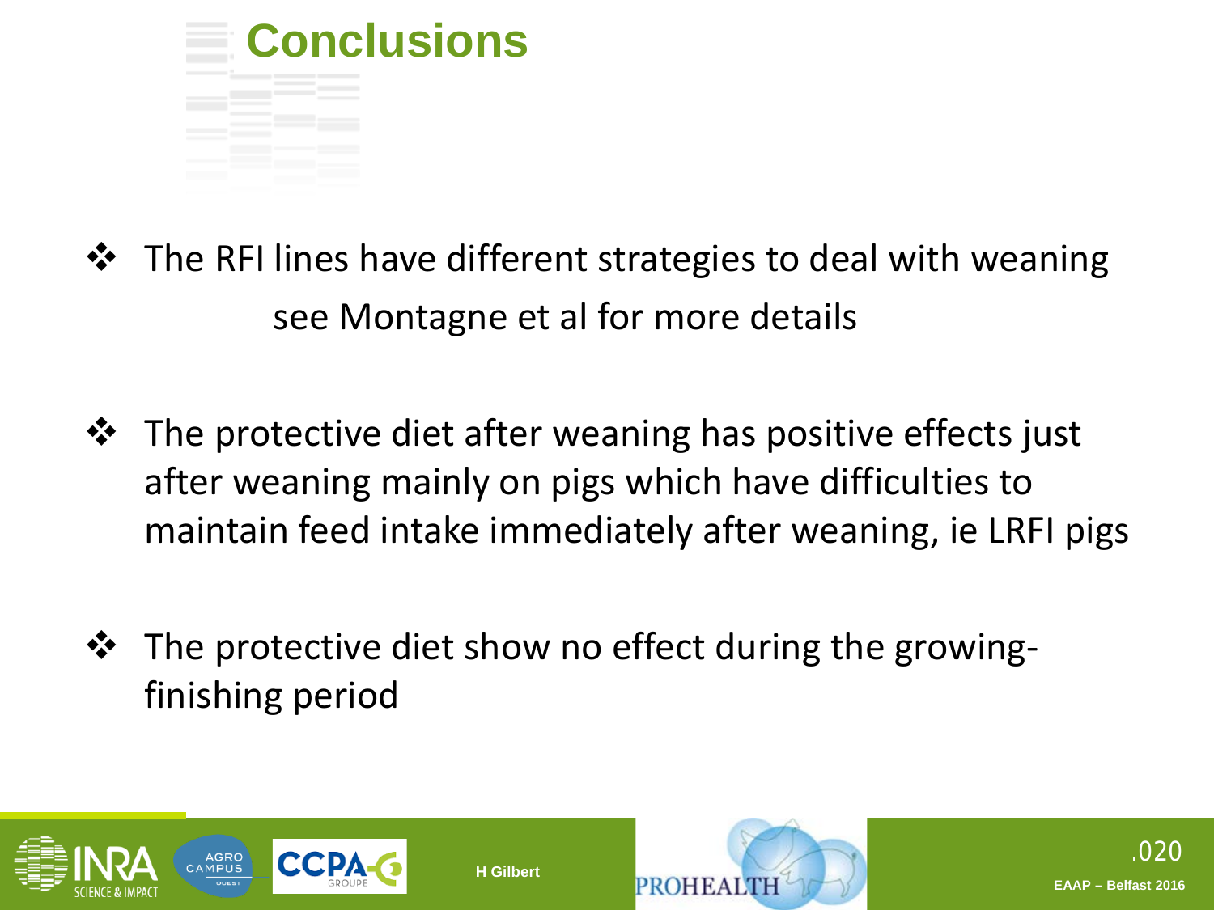# Conclusions

- The RFI lines have different strategies to deal with weaning
  see Montagne et al for more details

- The protective diet after weaning has positive effects just after weaning mainly on pigs which have difficulties to maintain feed intake immediately after weaning, ie LRFI pigs

- The protective diet show no effect during the growing-finishing period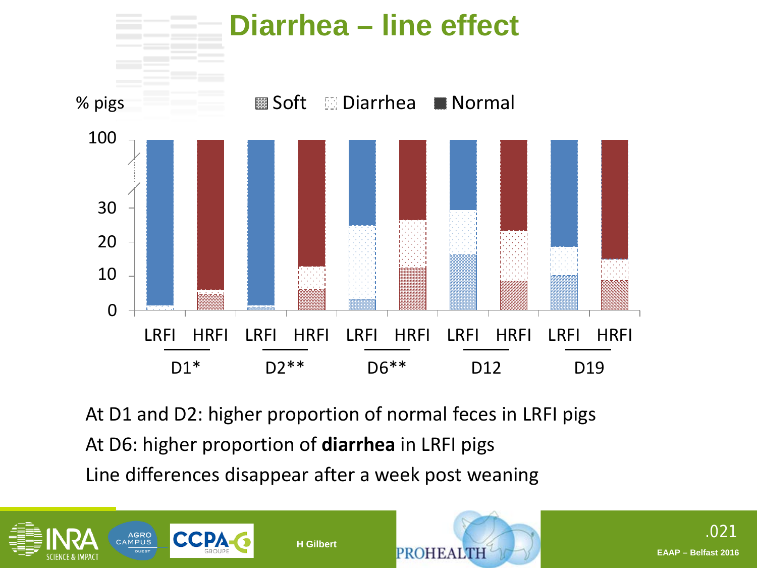# Diarrhea – line effect

% pigs

Soft Diarrhea Normal

100

30

20

10

0

LRFI HRFI LRFI HRFI LRFI HRFI LRFI HRFI LRFI HRFI

D1* D2** D6** D12 D19

At D1 and D2: higher proportion of normal feces in LRFI pigs

At D6: higher proportion of **diarrhea** in LRFI pigs

Line differences disappear after a week post weaning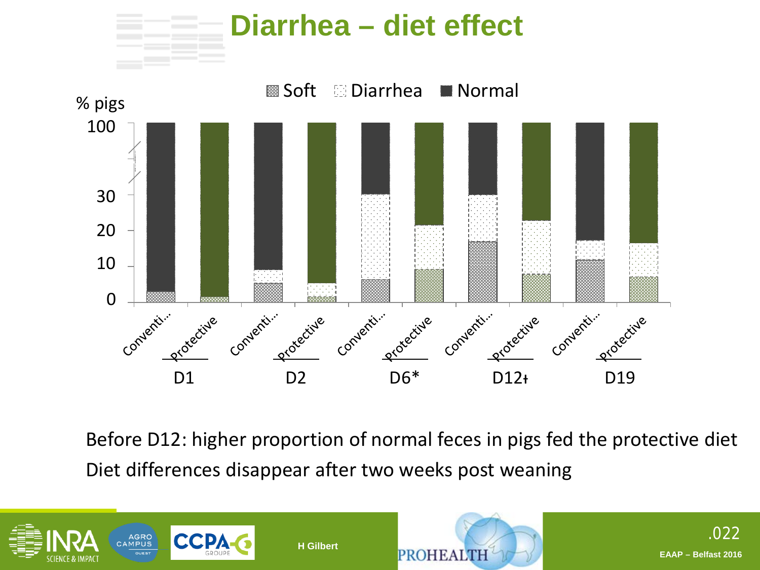# Diarrhea – diet effect

Before D12: higher proportion of normal feces in pigs fed the protective diet

Diet differences disappear after two weeks post weaning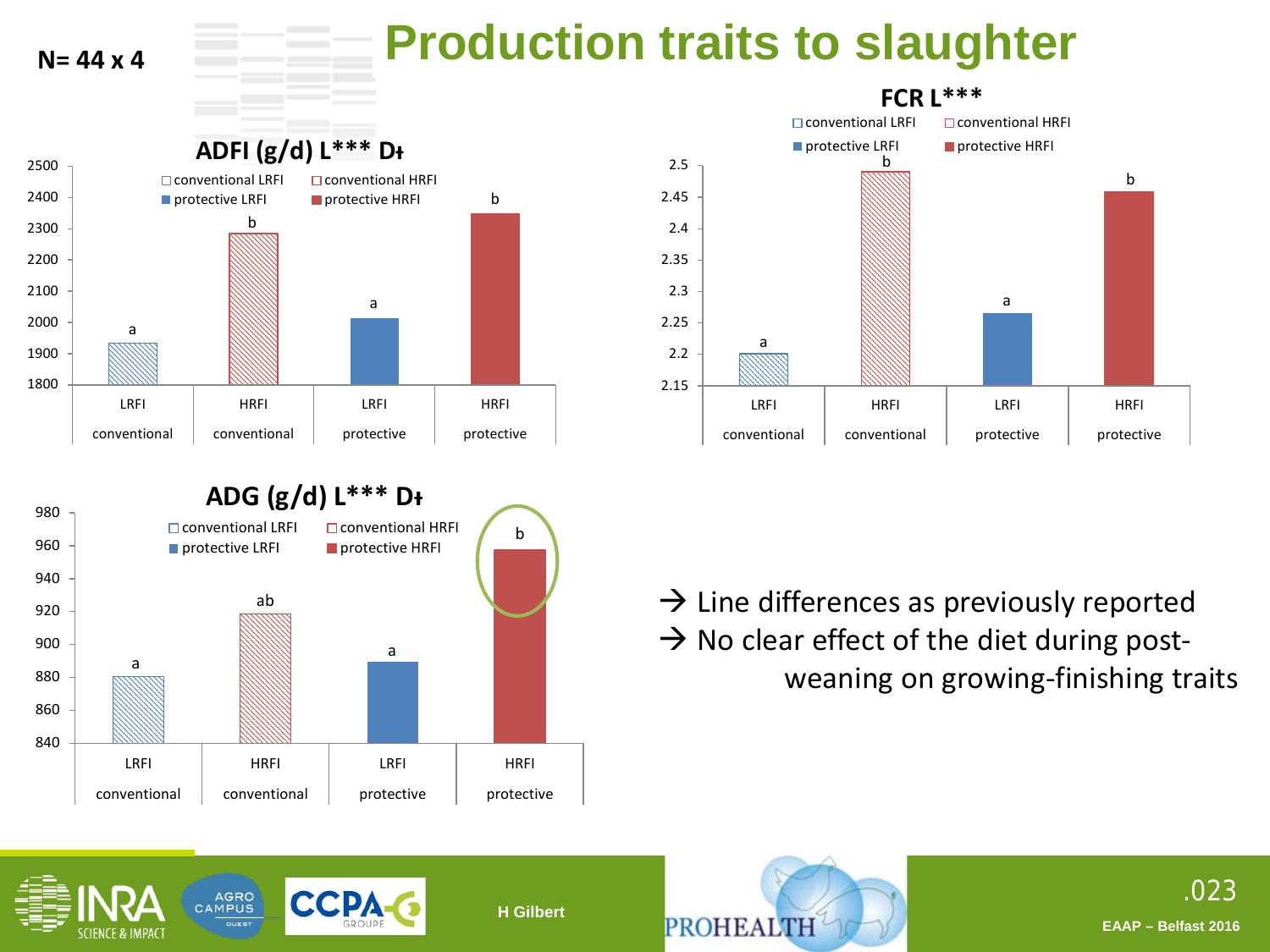N= 44 x 4

# Production traits to slaughter

ADFI (g/d) L*** Dŧ

conventional LRFI
conventional HRFI
protective LRFI
protective HRFI

2500
2400
2300
2200
2100
2000
1900
1800

a
b
a
b

LRFI conventional
HRFI conventional
LRFI protective
HRFI protective

FCR L***

conventional LRFI
conventional HRFI
protective LRFI
protective HRFI

2.5
2.45
2.4
2.35
2.3
2.25
2.2
2.15

a
b
a
b

LRFI conventional
HRFI conventional
LRFI protective
HRFI protective

ADG (g/d) L*** Dŧ

conventional LRFI
conventional HRFI
protective LRFI
protective HRFI

980
960
940
920
900
880
860
840

a
ab
a
b

LRFI conventional
HRFI conventional
LRFI protective
HRFI protective

→ Line differences as previously reported

→ No clear effect of the diet during post-weaning on growing-finishing traits

H Gilbert

EAAP – Belfast 2016